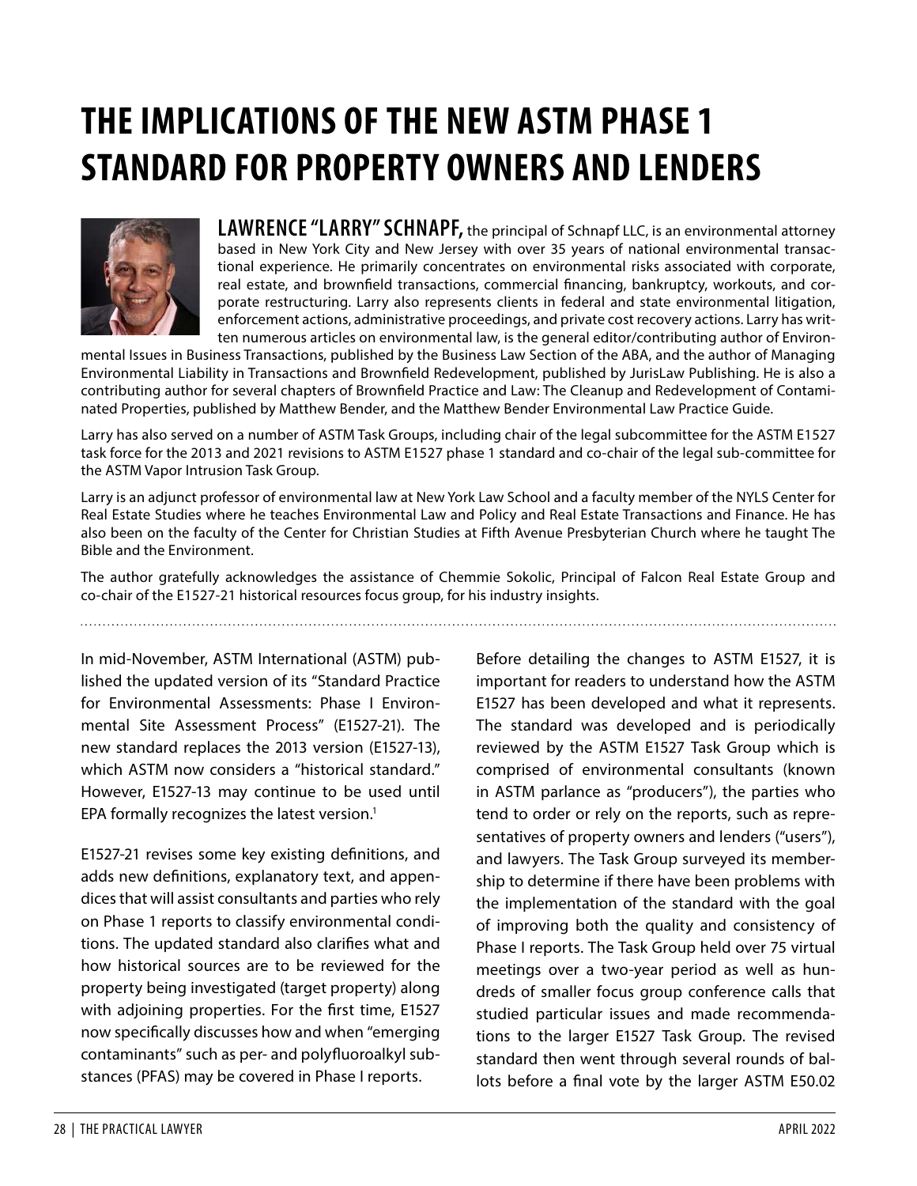# THE IMPLICATIONS OF THE NEW ASTM PHASE 1 STANDARD FOR PROPERTY OWNERS AND LENDERS

**LAWRENCE "LARRY" SCHNAPF,** the principal of Schnapf LLC, is an environmental attorney based in New York City and New Jersey with over 35 years of national environmental transactional experience. He primarily concentrates on environmental risks associated with corporate, real estate, and brownfield transactions, commercial financing, bankruptcy, workouts, and corporate restructuring. Larry also represents clients in federal and state environmental litigation, enforcement actions, administrative proceedings, and private cost recovery actions. Larry has written numerous articles on environmental law, is the general editor/contributing author of Environmental Issues in Business Transactions, published by the Business Law Section of the ABA, and the author of Managing Environmental Liability in Transactions and Brownfield Redevelopment, published by JurisLaw Publishing. He is also a contributing author for several chapters of Brownfield Practice and Law: The Cleanup and Redevelopment of Contaminated Properties, published by Matthew Bender, and the Matthew Bender Environmental Law Practice Guide.

Larry has also served on a number of ASTM Task Groups, including chair of the legal subcommittee for the ASTM E1527 task force for the 2013 and 2021 revisions to ASTM E1527 phase 1 standard and co-chair of the legal sub-committee for the ASTM Vapor Intrusion Task Group.

Larry is an adjunct professor of environmental law at New York Law School and a faculty member of the NYLS Center for Real Estate Studies where he teaches Environmental Law and Policy and Real Estate Transactions and Finance. He has also been on the faculty of the Center for Christian Studies at Fifth Avenue Presbyterian Church where he taught The Bible and the Environment.

The author gratefully acknowledges the assistance of Chemmie Sokolic, Principal of Falcon Real Estate Group and co-chair of the E1527-21 historical resources focus group, for his industry insights.

---

In mid-November, ASTM International (ASTM) published the updated version of its "Standard Practice for Environmental Assessments: Phase I Environmental Site Assessment Process" (E1527-21). The new standard replaces the 2013 version (E1527-13), which ASTM now considers a "historical standard." However, E1527-13 may continue to be used until EPA formally recognizes the latest version.[1]

E1527-21 revises some key existing definitions, and adds new definitions, explanatory text, and appendices that will assist consultants and parties who rely on Phase 1 reports to classify environmental conditions. The updated standard also clarifies what and how historical sources are to be reviewed for the property being investigated (target property) along with adjoining properties. For the first time, E1527 now specifically discusses how and when "emerging contaminants" such as per- and polyfluoroalkyl substances (PFAS) may be covered in Phase I reports.

Before detailing the changes to ASTM E1527, it is important for readers to understand how the ASTM E1527 has been developed and what it represents. The standard was developed and is periodically reviewed by the ASTM E1527 Task Group which is comprised of environmental consultants (known in ASTM parlance as "producers"), the parties who tend to order or rely on the reports, such as representatives of property owners and lenders ("users"), and lawyers. The Task Group surveyed its membership to determine if there have been problems with the implementation of the standard with the goal of improving both the quality and consistency of Phase I reports. The Task Group held over 75 virtual meetings over a two-year period as well as hundreds of smaller focus group conference calls that studied particular issues and made recommendations to the larger E1527 Task Group. The revised standard then went through several rounds of ballots before a final vote by the larger ASTM E50.02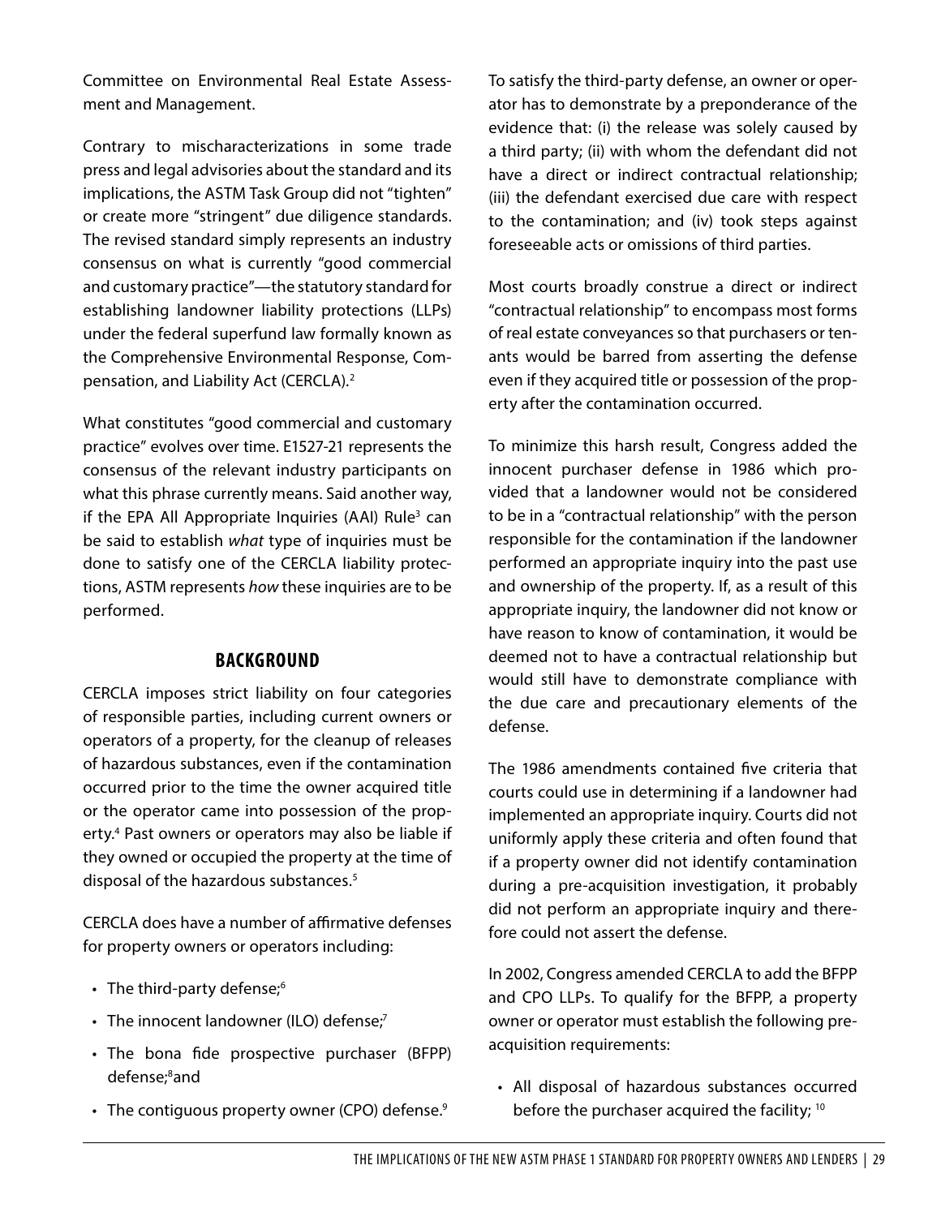Committee on Environmental Real Estate Assessment and Management.

Contrary to mischaracterizations in some trade press and legal advisories about the standard and its implications, the ASTM Task Group did not "tighten" or create more "stringent" due diligence standards. The revised standard simply represents an industry consensus on what is currently "good commercial and customary practice"—the statutory standard for establishing landowner liability protections (LLPs) under the federal superfund law formally known as the Comprehensive Environmental Response, Compensation, and Liability Act (CERCLA).[2]

What constitutes "good commercial and customary practice" evolves over time. E1527-21 represents the consensus of the relevant industry participants on what this phrase currently means. Said another way, if the EPA All Appropriate Inquiries (AAI) Rule[3] can be said to establish *what* type of inquiries must be done to satisfy one of the CERCLA liability protections, ASTM represents *how* these inquiries are to be performed.

## BACKGROUND

CERCLA imposes strict liability on four categories of responsible parties, including current owners or operators of a property, for the cleanup of releases of hazardous substances, even if the contamination occurred prior to the time the owner acquired title or the operator came into possession of the property.[4] Past owners or operators may also be liable if they owned or occupied the property at the time of disposal of the hazardous substances.[5]

CERCLA does have a number of affirmative defenses for property owners or operators including:

- The third-party defense;[6]
- The innocent landowner (ILO) defense;[7]
- The bona fide prospective purchaser (BFPP) defense;[8] and
- The contiguous property owner (CPO) defense.[9]

To satisfy the third-party defense, an owner or operator has to demonstrate by a preponderance of the evidence that: (i) the release was solely caused by a third party; (ii) with whom the defendant did not have a direct or indirect contractual relationship; (iii) the defendant exercised due care with respect to the contamination; and (iv) took steps against foreseeable acts or omissions of third parties.

Most courts broadly construe a direct or indirect "contractual relationship" to encompass most forms of real estate conveyances so that purchasers or tenants would be barred from asserting the defense even if they acquired title or possession of the property after the contamination occurred.

To minimize this harsh result, Congress added the innocent purchaser defense in 1986 which provided that a landowner would not be considered to be in a "contractual relationship" with the person responsible for the contamination if the landowner performed an appropriate inquiry into the past use and ownership of the property. If, as a result of this appropriate inquiry, the landowner did not know or have reason to know of contamination, it would be deemed not to have a contractual relationship but would still have to demonstrate compliance with the due care and precautionary elements of the defense.

The 1986 amendments contained five criteria that courts could use in determining if a landowner had implemented an appropriate inquiry. Courts did not uniformly apply these criteria and often found that if a property owner did not identify contamination during a pre-acquisition investigation, it probably did not perform an appropriate inquiry and therefore could not assert the defense.

In 2002, Congress amended CERCLA to add the BFPP and CPO LLPs. To qualify for the BFPP, a property owner or operator must establish the following pre-acquisition requirements:

- All disposal of hazardous substances occurred before the purchaser acquired the facility; [10]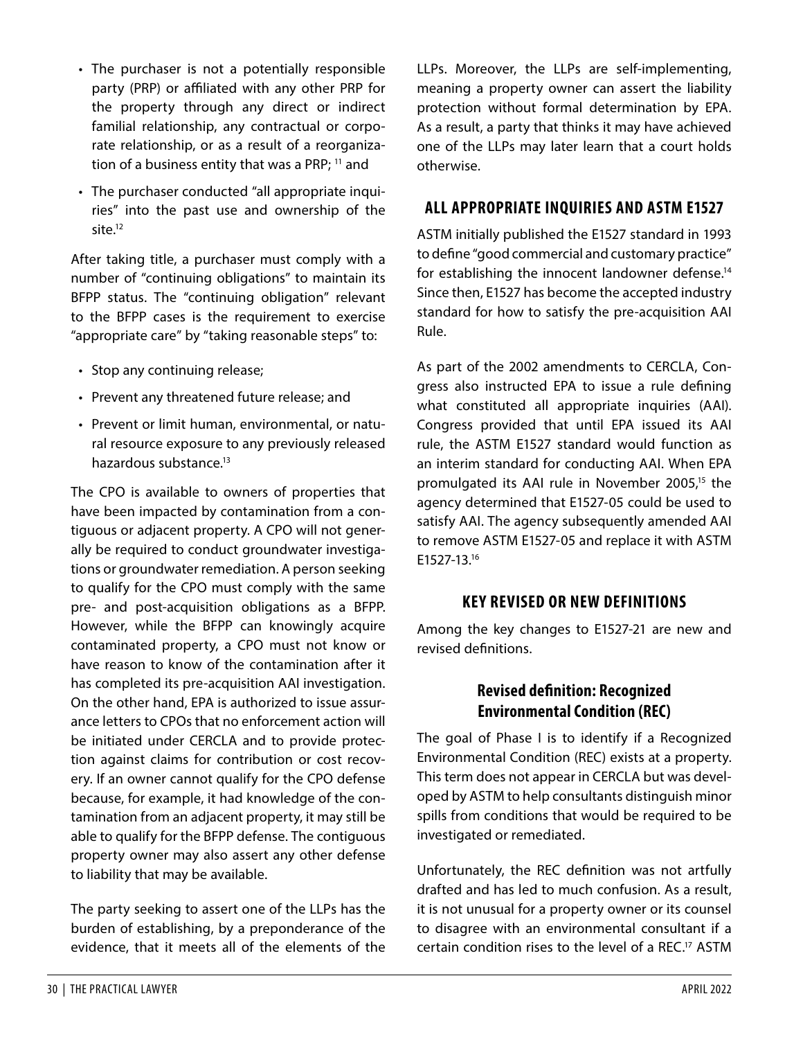- The purchaser is not a potentially responsible party (PRP) or affiliated with any other PRP for the property through any direct or indirect familial relationship, any contractual or corporate relationship, or as a result of a reorganization of a business entity that was a PRP; [11] and
- The purchaser conducted "all appropriate inquiries" into the past use and ownership of the site.[12]

After taking title, a purchaser must comply with a number of "continuing obligations" to maintain its BFPP status. The "continuing obligation" relevant to the BFPP cases is the requirement to exercise "appropriate care" by "taking reasonable steps" to:

- Stop any continuing release;
- Prevent any threatened future release; and
- Prevent or limit human, environmental, or natural resource exposure to any previously released hazardous substance.[13]

The CPO is available to owners of properties that have been impacted by contamination from a contiguous or adjacent property. A CPO will not generally be required to conduct groundwater investigations or groundwater remediation. A person seeking to qualify for the CPO must comply with the same pre- and post-acquisition obligations as a BFPP. However, while the BFPP can knowingly acquire contaminated property, a CPO must not know or have reason to know of the contamination after it has completed its pre-acquisition AAI investigation. On the other hand, EPA is authorized to issue assurance letters to CPOs that no enforcement action will be initiated under CERCLA and to provide protection against claims for contribution or cost recovery. If an owner cannot qualify for the CPO defense because, for example, it had knowledge of the contamination from an adjacent property, it may still be able to qualify for the BFPP defense. The contiguous property owner may also assert any other defense to liability that may be available.

The party seeking to assert one of the LLPs has the burden of establishing, by a preponderance of the evidence, that it meets all of the elements of the LLPs. Moreover, the LLPs are self-implementing, meaning a property owner can assert the liability protection without formal determination by EPA. As a result, a party that thinks it may have achieved one of the LLPs may later learn that a court holds otherwise.

## ALL APPROPRIATE INQUIRIES AND ASTM E1527

ASTM initially published the E1527 standard in 1993 to define "good commercial and customary practice" for establishing the innocent landowner defense.[14] Since then, E1527 has become the accepted industry standard for how to satisfy the pre-acquisition AAI Rule.

As part of the 2002 amendments to CERCLA, Congress also instructed EPA to issue a rule defining what constituted all appropriate inquiries (AAI). Congress provided that until EPA issued its AAI rule, the ASTM E1527 standard would function as an interim standard for conducting AAI. When EPA promulgated its AAI rule in November 2005,[15] the agency determined that E1527-05 could be used to satisfy AAI. The agency subsequently amended AAI to remove ASTM E1527-05 and replace it with ASTM E1527-13.[16]

## KEY REVISED OR NEW DEFINITIONS

Among the key changes to E1527-21 are new and revised definitions.

### Revised definition: Recognized Environmental Condition (REC)

The goal of Phase I is to identify if a Recognized Environmental Condition (REC) exists at a property. This term does not appear in CERCLA but was developed by ASTM to help consultants distinguish minor spills from conditions that would be required to be investigated or remediated.

Unfortunately, the REC definition was not artfully drafted and has led to much confusion. As a result, it is not unusual for a property owner or its counsel to disagree with an environmental consultant if a certain condition rises to the level of a REC.[17] ASTM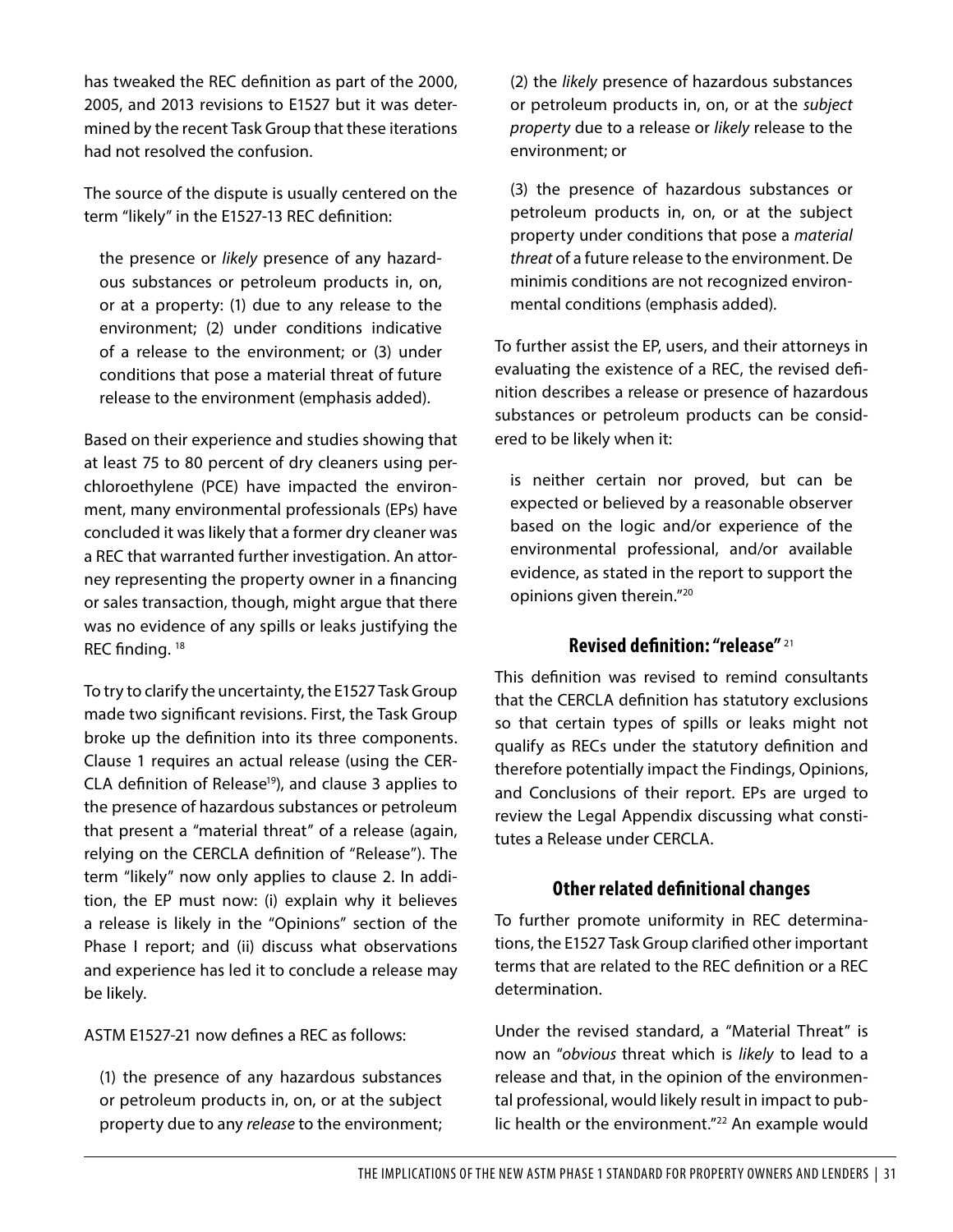has tweaked the REC definition as part of the 2000, 2005, and 2013 revisions to E1527 but it was determined by the recent Task Group that these iterations had not resolved the confusion.

The source of the dispute is usually centered on the term "likely" in the E1527-13 REC definition:

> the presence or *likely* presence of any hazardous substances or petroleum products in, on, or at a property: (1) due to any release to the environment; (2) under conditions indicative of a release to the environment; or (3) under conditions that pose a material threat of future release to the environment (emphasis added).

Based on their experience and studies showing that at least 75 to 80 percent of dry cleaners using perchloroethylene (PCE) have impacted the environment, many environmental professionals (EPs) have concluded it was likely that a former dry cleaner was a REC that warranted further investigation. An attorney representing the property owner in a financing or sales transaction, though, might argue that there was no evidence of any spills or leaks justifying the REC finding. [18]

To try to clarify the uncertainty, the E1527 Task Group made two significant revisions. First, the Task Group broke up the definition into its three components. Clause 1 requires an actual release (using the CERCLA definition of Release[19]), and clause 3 applies to the presence of hazardous substances or petroleum that present a "material threat" of a release (again, relying on the CERCLA definition of "Release"). The term "likely" now only applies to clause 2. In addition, the EP must now: (i) explain why it believes a release is likely in the "Opinions" section of the Phase I report; and (ii) discuss what observations and experience has led it to conclude a release may be likely.

ASTM E1527-21 now defines a REC as follows:

> (1) the presence of any hazardous substances or petroleum products in, on, or at the subject property due to any *release* to the environment;
>
> (2) the *likely* presence of hazardous substances or petroleum products in, on, or at the *subject property* due to a release or *likely* release to the environment; or
>
> (3) the presence of hazardous substances or petroleum products in, on, or at the subject property under conditions that pose a *material threat* of a future release to the environment. De minimis conditions are not recognized environmental conditions (emphasis added).

To further assist the EP, users, and their attorneys in evaluating the existence of a REC, the revised definition describes a release or presence of hazardous substances or petroleum products can be considered to be likely when it:

> is neither certain nor proved, but can be expected or believed by a reasonable observer based on the logic and/or experience of the environmental professional, and/or available evidence, as stated in the report to support the opinions given therein."[20]

## Revised definition: "release" [21]

This definition was revised to remind consultants that the CERCLA definition has statutory exclusions so that certain types of spills or leaks might not qualify as RECs under the statutory definition and therefore potentially impact the Findings, Opinions, and Conclusions of their report. EPs are urged to review the Legal Appendix discussing what constitutes a Release under CERCLA.

## Other related definitional changes

To further promote uniformity in REC determinations, the E1527 Task Group clarified other important terms that are related to the REC definition or a REC determination.

Under the revised standard, a "Material Threat" is now an "*obvious* threat which is *likely* to lead to a release and that, in the opinion of the environmental professional, would likely result in impact to public health or the environment."[22] An example would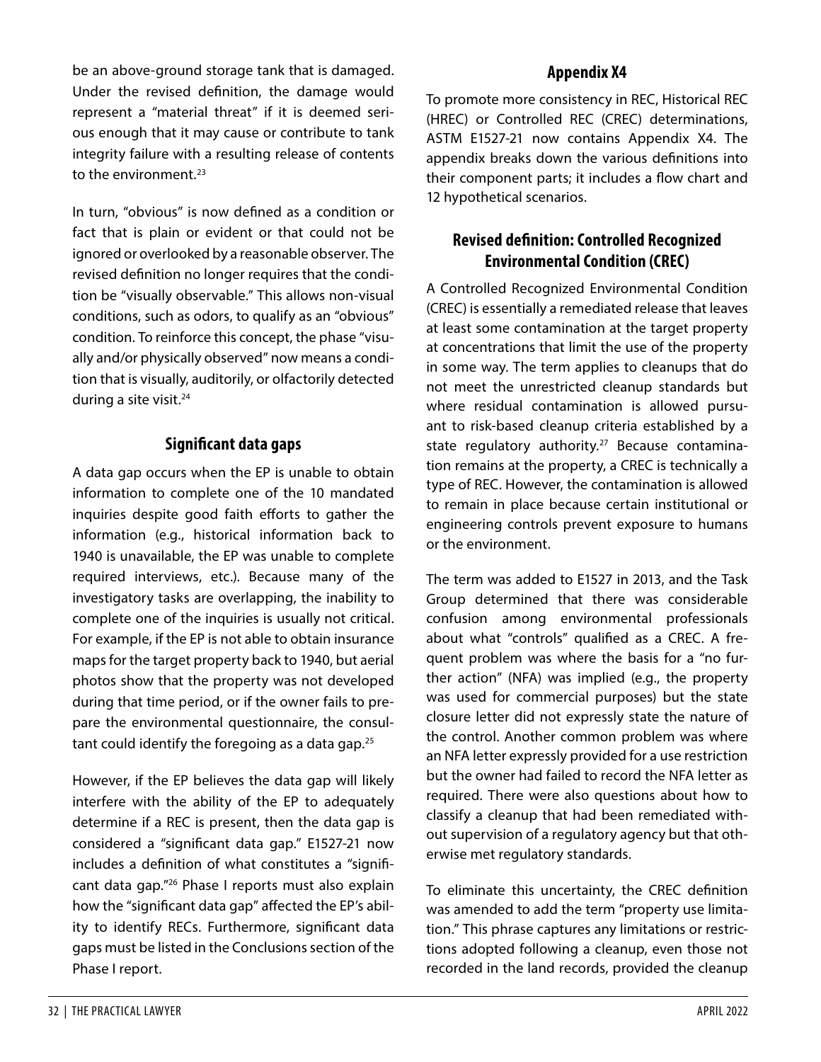be an above-ground storage tank that is damaged. Under the revised definition, the damage would represent a "material threat" if it is deemed serious enough that it may cause or contribute to tank integrity failure with a resulting release of contents to the environment.[23]

In turn, "obvious" is now defined as a condition or fact that is plain or evident or that could not be ignored or overlooked by a reasonable observer. The revised definition no longer requires that the condition be "visually observable." This allows non-visual conditions, such as odors, to qualify as an "obvious" condition. To reinforce this concept, the phase "visually and/or physically observed" now means a condition that is visually, auditorily, or olfactorily detected during a site visit.[24]

## Significant data gaps

A data gap occurs when the EP is unable to obtain information to complete one of the 10 mandated inquiries despite good faith efforts to gather the information (e.g., historical information back to 1940 is unavailable, the EP was unable to complete required interviews, etc.). Because many of the investigatory tasks are overlapping, the inability to complete one of the inquiries is usually not critical. For example, if the EP is not able to obtain insurance maps for the target property back to 1940, but aerial photos show that the property was not developed during that time period, or if the owner fails to prepare the environmental questionnaire, the consultant could identify the foregoing as a data gap.[25]

However, if the EP believes the data gap will likely interfere with the ability of the EP to adequately determine if a REC is present, then the data gap is considered a "significant data gap." E1527-21 now includes a definition of what constitutes a "significant data gap."[26] Phase I reports must also explain how the "significant data gap" affected the EP's ability to identify RECs. Furthermore, significant data gaps must be listed in the Conclusions section of the Phase I report.

## Appendix X4

To promote more consistency in REC, Historical REC (HREC) or Controlled REC (CREC) determinations, ASTM E1527-21 now contains Appendix X4. The appendix breaks down the various definitions into their component parts; it includes a flow chart and 12 hypothetical scenarios.

## Revised definition: Controlled Recognized Environmental Condition (CREC)

A Controlled Recognized Environmental Condition (CREC) is essentially a remediated release that leaves at least some contamination at the target property at concentrations that limit the use of the property in some way. The term applies to cleanups that do not meet the unrestricted cleanup standards but where residual contamination is allowed pursuant to risk-based cleanup criteria established by a state regulatory authority.[27] Because contamination remains at the property, a CREC is technically a type of REC. However, the contamination is allowed to remain in place because certain institutional or engineering controls prevent exposure to humans or the environment.

The term was added to E1527 in 2013, and the Task Group determined that there was considerable confusion among environmental professionals about what "controls" qualified as a CREC. A frequent problem was where the basis for a "no further action" (NFA) was implied (e.g., the property was used for commercial purposes) but the state closure letter did not expressly state the nature of the control. Another common problem was where an NFA letter expressly provided for a use restriction but the owner had failed to record the NFA letter as required. There were also questions about how to classify a cleanup that had been remediated without supervision of a regulatory agency but that otherwise met regulatory standards.

To eliminate this uncertainty, the CREC definition was amended to add the term "property use limitation." This phrase captures any limitations or restrictions adopted following a cleanup, even those not recorded in the land records, provided the cleanup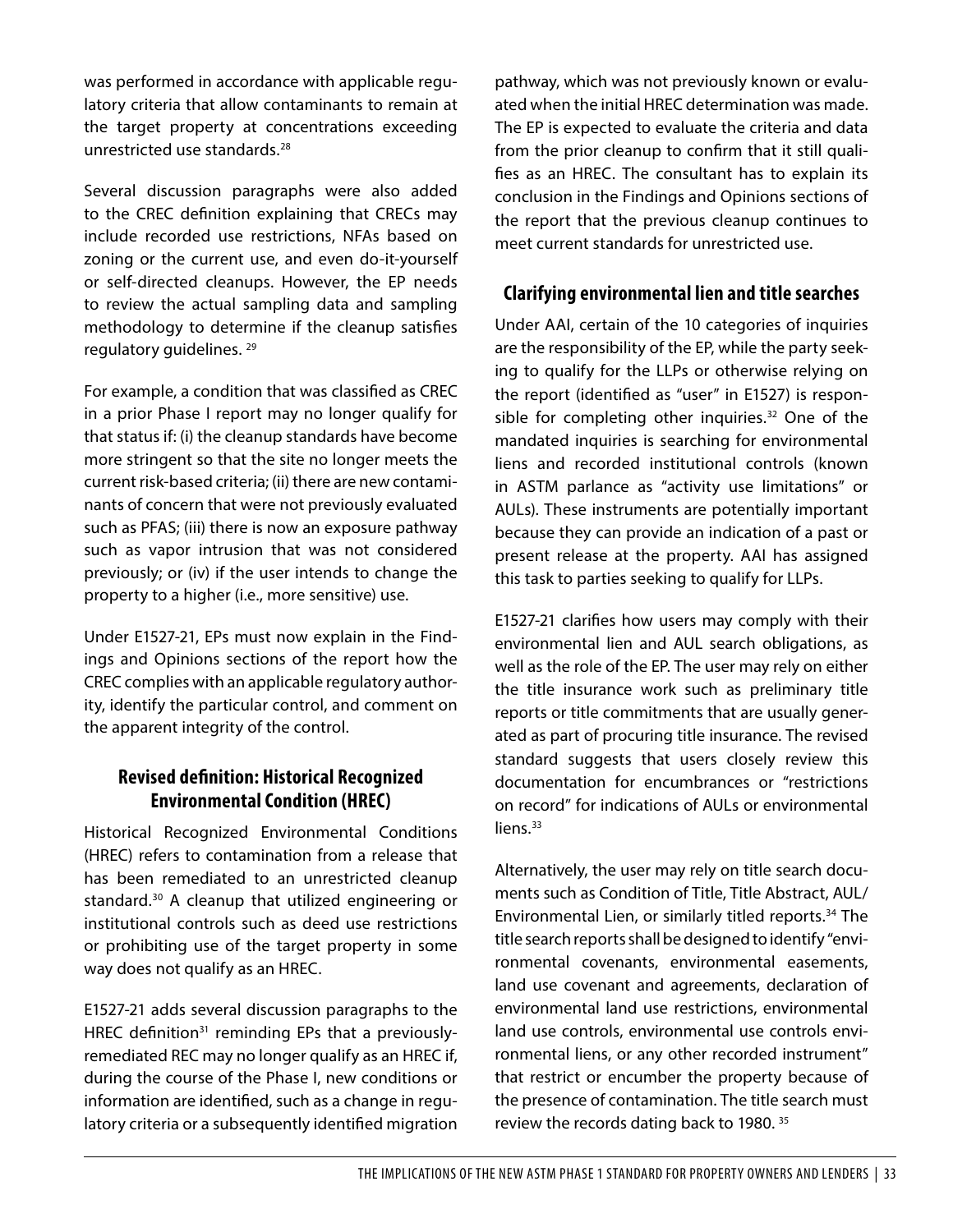was performed in accordance with applicable regulatory criteria that allow contaminants to remain at the target property at concentrations exceeding unrestricted use standards.[28]

Several discussion paragraphs were also added to the CREC definition explaining that CRECs may include recorded use restrictions, NFAs based on zoning or the current use, and even do-it-yourself or self-directed cleanups. However, the EP needs to review the actual sampling data and sampling methodology to determine if the cleanup satisfies regulatory guidelines. [29]

For example, a condition that was classified as CREC in a prior Phase I report may no longer qualify for that status if: (i) the cleanup standards have become more stringent so that the site no longer meets the current risk-based criteria; (ii) there are new contaminants of concern that were not previously evaluated such as PFAS; (iii) there is now an exposure pathway such as vapor intrusion that was not considered previously; or (iv) if the user intends to change the property to a higher (i.e., more sensitive) use.

Under E1527-21, EPs must now explain in the Findings and Opinions sections of the report how the CREC complies with an applicable regulatory authority, identify the particular control, and comment on the apparent integrity of the control.

## Revised definition: Historical Recognized Environmental Condition (HREC)

Historical Recognized Environmental Conditions (HREC) refers to contamination from a release that has been remediated to an unrestricted cleanup standard.[30] A cleanup that utilized engineering or institutional controls such as deed use restrictions or prohibiting use of the target property in some way does not qualify as an HREC.

E1527-21 adds several discussion paragraphs to the HREC definition[31] reminding EPs that a previously-remediated REC may no longer qualify as an HREC if, during the course of the Phase I, new conditions or information are identified, such as a change in regulatory criteria or a subsequently identified migration pathway, which was not previously known or evaluated when the initial HREC determination was made. The EP is expected to evaluate the criteria and data from the prior cleanup to confirm that it still qualifies as an HREC. The consultant has to explain its conclusion in the Findings and Opinions sections of the report that the previous cleanup continues to meet current standards for unrestricted use.

## Clarifying environmental lien and title searches

Under AAI, certain of the 10 categories of inquiries are the responsibility of the EP, while the party seeking to qualify for the LLPs or otherwise relying on the report (identified as "user" in E1527) is responsible for completing other inquiries.[32] One of the mandated inquiries is searching for environmental liens and recorded institutional controls (known in ASTM parlance as "activity use limitations" or AULs). These instruments are potentially important because they can provide an indication of a past or present release at the property. AAI has assigned this task to parties seeking to qualify for LLPs.

E1527-21 clarifies how users may comply with their environmental lien and AUL search obligations, as well as the role of the EP. The user may rely on either the title insurance work such as preliminary title reports or title commitments that are usually generated as part of procuring title insurance. The revised standard suggests that users closely review this documentation for encumbrances or "restrictions on record" for indications of AULs or environmental liens.[33]

Alternatively, the user may rely on title search documents such as Condition of Title, Title Abstract, AUL/Environmental Lien, or similarly titled reports.[34] The title search reports shall be designed to identify "environmental covenants, environmental easements, land use covenant and agreements, declaration of environmental land use restrictions, environmental land use controls, environmental use controls environmental liens, or any other recorded instrument" that restrict or encumber the property because of the presence of contamination. The title search must review the records dating back to 1980. [35]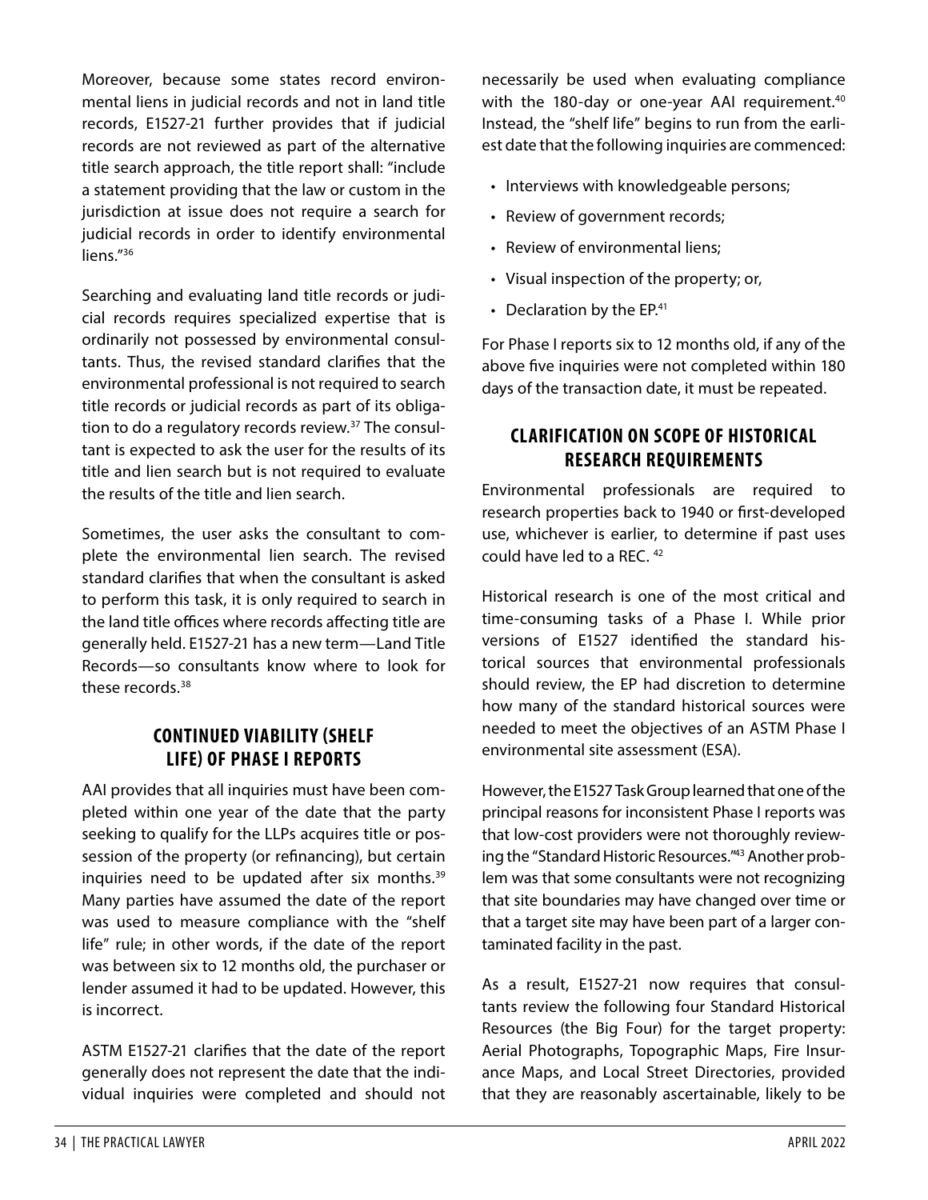Moreover, because some states record environmental liens in judicial records and not in land title records, E1527-21 further provides that if judicial records are not reviewed as part of the alternative title search approach, the title report shall: "include a statement providing that the law or custom in the jurisdiction at issue does not require a search for judicial records in order to identify environmental liens."[36]

Searching and evaluating land title records or judicial records requires specialized expertise that is ordinarily not possessed by environmental consultants. Thus, the revised standard clarifies that the environmental professional is not required to search title records or judicial records as part of its obligation to do a regulatory records review.[37] The consultant is expected to ask the user for the results of its title and lien search but is not required to evaluate the results of the title and lien search.

Sometimes, the user asks the consultant to complete the environmental lien search. The revised standard clarifies that when the consultant is asked to perform this task, it is only required to search in the land title offices where records affecting title are generally held. E1527-21 has a new term—Land Title Records—so consultants know where to look for these records.[38]

## CONTINUED VIABILITY (SHELF LIFE) OF PHASE I REPORTS

AAI provides that all inquiries must have been completed within one year of the date that the party seeking to qualify for the LLPs acquires title or possession of the property (or refinancing), but certain inquiries need to be updated after six months.[39] Many parties have assumed the date of the report was used to measure compliance with the "shelf life" rule; in other words, if the date of the report was between six to 12 months old, the purchaser or lender assumed it had to be updated. However, this is incorrect.

ASTM E1527-21 clarifies that the date of the report generally does not represent the date that the individual inquiries were completed and should not necessarily be used when evaluating compliance with the 180-day or one-year AAI requirement.[40] Instead, the "shelf life" begins to run from the earliest date that the following inquiries are commenced:

- Interviews with knowledgeable persons;
- Review of government records;
- Review of environmental liens;
- Visual inspection of the property; or,
- Declaration by the EP.[41]

For Phase I reports six to 12 months old, if any of the above five inquiries were not completed within 180 days of the transaction date, it must be repeated.

## CLARIFICATION ON SCOPE OF HISTORICAL RESEARCH REQUIREMENTS

Environmental professionals are required to research properties back to 1940 or first-developed use, whichever is earlier, to determine if past uses could have led to a REC.[42]

Historical research is one of the most critical and time-consuming tasks of a Phase I. While prior versions of E1527 identified the standard historical sources that environmental professionals should review, the EP had discretion to determine how many of the standard historical sources were needed to meet the objectives of an ASTM Phase I environmental site assessment (ESA).

However, the E1527 Task Group learned that one of the principal reasons for inconsistent Phase I reports was that low-cost providers were not thoroughly reviewing the "Standard Historic Resources."[43] Another problem was that some consultants were not recognizing that site boundaries may have changed over time or that a target site may have been part of a larger contaminated facility in the past.

As a result, E1527-21 now requires that consultants review the following four Standard Historical Resources (the Big Four) for the target property: Aerial Photographs, Topographic Maps, Fire Insurance Maps, and Local Street Directories, provided that they are reasonably ascertainable, likely to be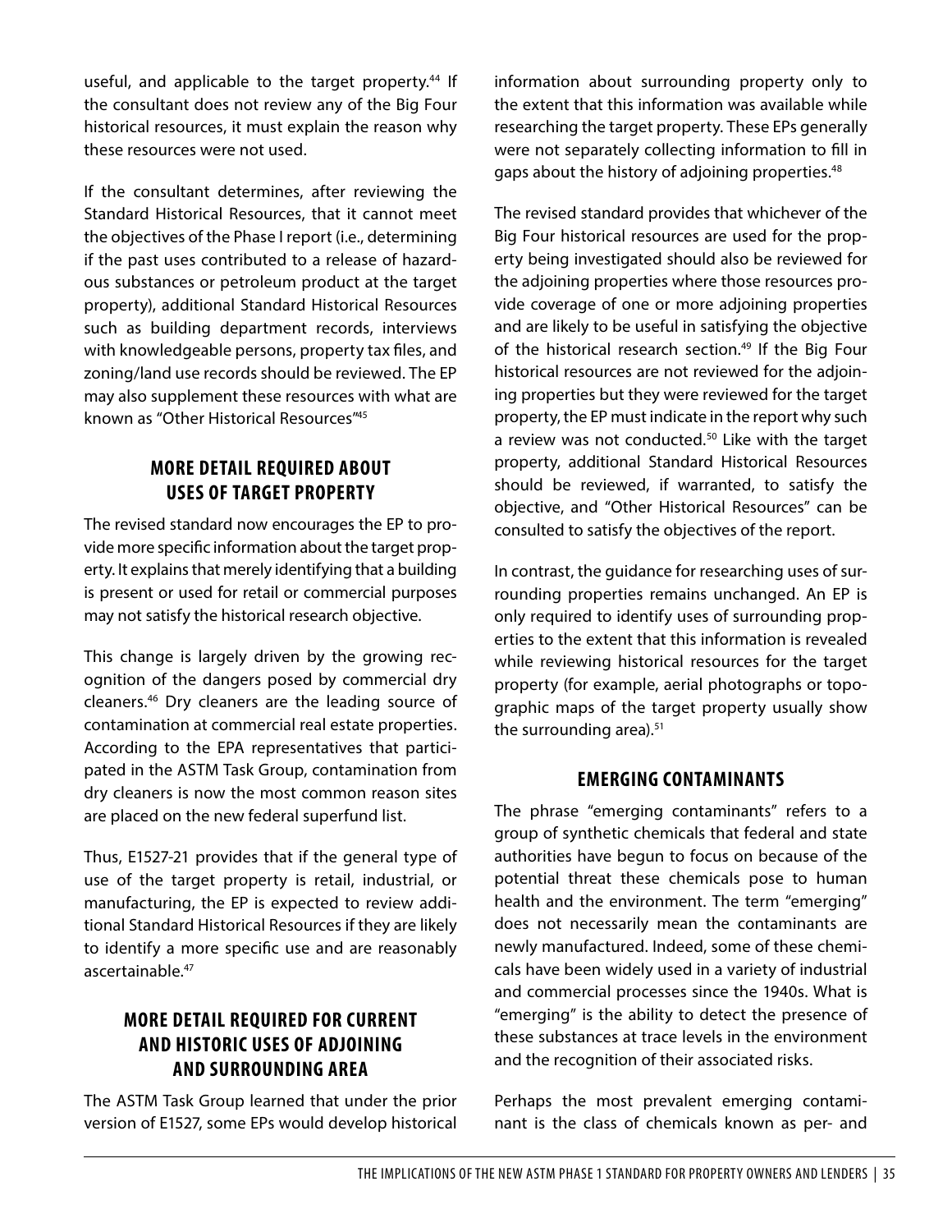useful, and applicable to the target property.[44] If the consultant does not review any of the Big Four historical resources, it must explain the reason why these resources were not used.

If the consultant determines, after reviewing the Standard Historical Resources, that it cannot meet the objectives of the Phase I report (i.e., determining if the past uses contributed to a release of hazardous substances or petroleum product at the target property), additional Standard Historical Resources such as building department records, interviews with knowledgeable persons, property tax files, and zoning/land use records should be reviewed. The EP may also supplement these resources with what are known as "Other Historical Resources"[45]

## MORE DETAIL REQUIRED ABOUT USES OF TARGET PROPERTY

The revised standard now encourages the EP to provide more specific information about the target property. It explains that merely identifying that a building is present or used for retail or commercial purposes may not satisfy the historical research objective.

This change is largely driven by the growing recognition of the dangers posed by commercial dry cleaners.[46] Dry cleaners are the leading source of contamination at commercial real estate properties. According to the EPA representatives that participated in the ASTM Task Group, contamination from dry cleaners is now the most common reason sites are placed on the new federal superfund list.

Thus, E1527-21 provides that if the general type of use of the target property is retail, industrial, or manufacturing, the EP is expected to review additional Standard Historical Resources if they are likely to identify a more specific use and are reasonably ascertainable.[47]

## MORE DETAIL REQUIRED FOR CURRENT AND HISTORIC USES OF ADJOINING AND SURROUNDING AREA

The ASTM Task Group learned that under the prior version of E1527, some EPs would develop historical information about surrounding property only to the extent that this information was available while researching the target property. These EPs generally were not separately collecting information to fill in gaps about the history of adjoining properties.[48]

The revised standard provides that whichever of the Big Four historical resources are used for the property being investigated should also be reviewed for the adjoining properties where those resources provide coverage of one or more adjoining properties and are likely to be useful in satisfying the objective of the historical research section.[49] If the Big Four historical resources are not reviewed for the adjoining properties but they were reviewed for the target property, the EP must indicate in the report why such a review was not conducted.[50] Like with the target property, additional Standard Historical Resources should be reviewed, if warranted, to satisfy the objective, and "Other Historical Resources" can be consulted to satisfy the objectives of the report.

In contrast, the guidance for researching uses of surrounding properties remains unchanged. An EP is only required to identify uses of surrounding properties to the extent that this information is revealed while reviewing historical resources for the target property (for example, aerial photographs or topographic maps of the target property usually show the surrounding area).[51]

## EMERGING CONTAMINANTS

The phrase "emerging contaminants" refers to a group of synthetic chemicals that federal and state authorities have begun to focus on because of the potential threat these chemicals pose to human health and the environment. The term "emerging" does not necessarily mean the contaminants are newly manufactured. Indeed, some of these chemicals have been widely used in a variety of industrial and commercial processes since the 1940s. What is "emerging" is the ability to detect the presence of these substances at trace levels in the environment and the recognition of their associated risks.

Perhaps the most prevalent emerging contaminant is the class of chemicals known as per- and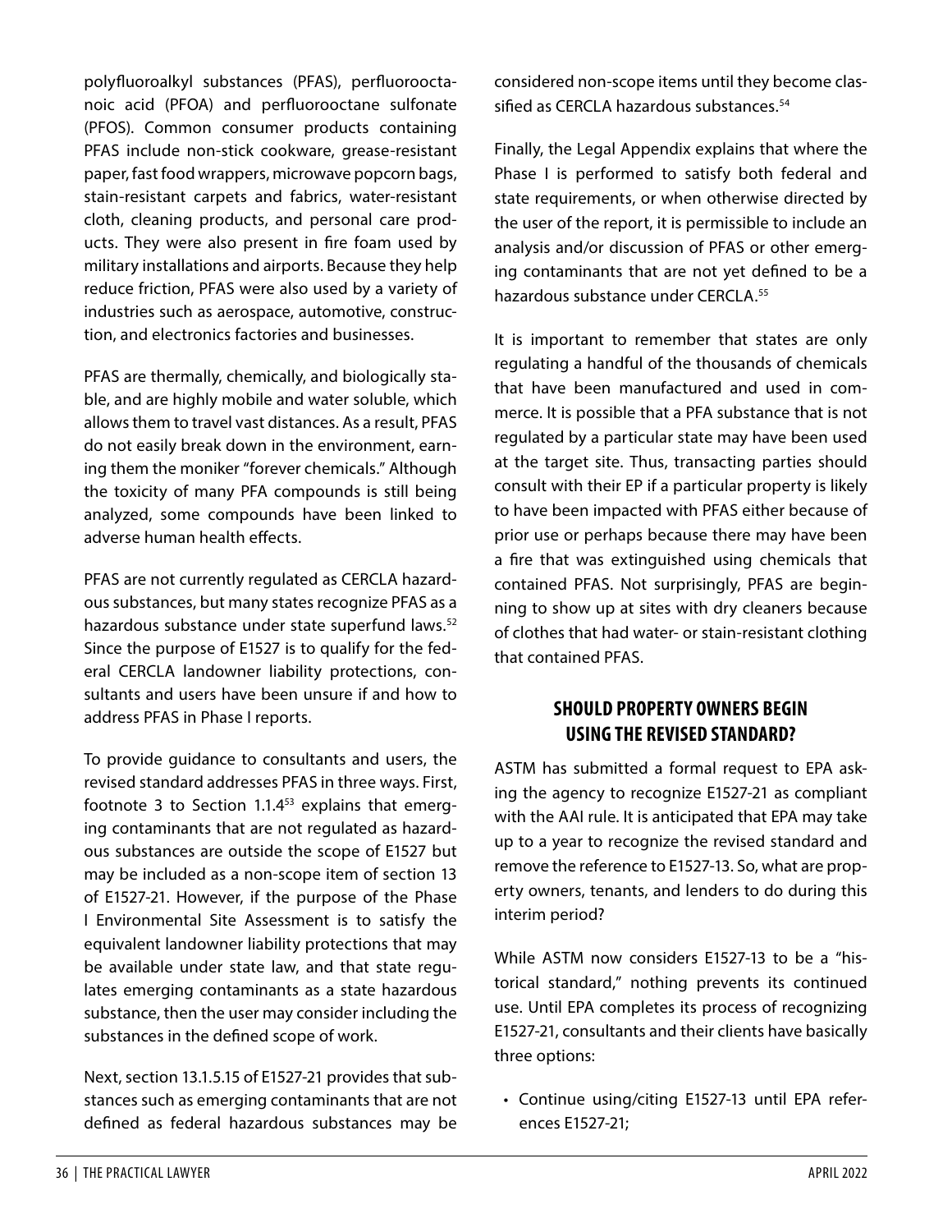polyfluoroalkyl substances (PFAS), perfluorooctanoic acid (PFOA) and perfluorooctane sulfonate (PFOS). Common consumer products containing PFAS include non-stick cookware, grease-resistant paper, fast food wrappers, microwave popcorn bags, stain-resistant carpets and fabrics, water-resistant cloth, cleaning products, and personal care products. They were also present in fire foam used by military installations and airports. Because they help reduce friction, PFAS were also used by a variety of industries such as aerospace, automotive, construction, and electronics factories and businesses.

PFAS are thermally, chemically, and biologically stable, and are highly mobile and water soluble, which allows them to travel vast distances. As a result, PFAS do not easily break down in the environment, earning them the moniker "forever chemicals." Although the toxicity of many PFA compounds is still being analyzed, some compounds have been linked to adverse human health effects.

PFAS are not currently regulated as CERCLA hazardous substances, but many states recognize PFAS as a hazardous substance under state superfund laws.[52] Since the purpose of E1527 is to qualify for the federal CERCLA landowner liability protections, consultants and users have been unsure if and how to address PFAS in Phase I reports.

To provide guidance to consultants and users, the revised standard addresses PFAS in three ways. First, footnote 3 to Section 1.1.4[53] explains that emerging contaminants that are not regulated as hazardous substances are outside the scope of E1527 but may be included as a non-scope item of section 13 of E1527-21. However, if the purpose of the Phase I Environmental Site Assessment is to satisfy the equivalent landowner liability protections that may be available under state law, and that state regulates emerging contaminants as a state hazardous substance, then the user may consider including the substances in the defined scope of work.

Next, section 13.1.5.15 of E1527-21 provides that substances such as emerging contaminants that are not defined as federal hazardous substances may be considered non-scope items until they become classified as CERCLA hazardous substances.[54]

Finally, the Legal Appendix explains that where the Phase I is performed to satisfy both federal and state requirements, or when otherwise directed by the user of the report, it is permissible to include an analysis and/or discussion of PFAS or other emerging contaminants that are not yet defined to be a hazardous substance under CERCLA.[55]

It is important to remember that states are only regulating a handful of the thousands of chemicals that have been manufactured and used in commerce. It is possible that a PFA substance that is not regulated by a particular state may have been used at the target site. Thus, transacting parties should consult with their EP if a particular property is likely to have been impacted with PFAS either because of prior use or perhaps because there may have been a fire that was extinguished using chemicals that contained PFAS. Not surprisingly, PFAS are beginning to show up at sites with dry cleaners because of clothes that had water- or stain-resistant clothing that contained PFAS.

## SHOULD PROPERTY OWNERS BEGIN USING THE REVISED STANDARD?

ASTM has submitted a formal request to EPA asking the agency to recognize E1527-21 as compliant with the AAI rule. It is anticipated that EPA may take up to a year to recognize the revised standard and remove the reference to E1527-13. So, what are property owners, tenants, and lenders to do during this interim period?

While ASTM now considers E1527-13 to be a "historical standard," nothing prevents its continued use. Until EPA completes its process of recognizing E1527-21, consultants and their clients have basically three options:

- Continue using/citing E1527-13 until EPA references E1527-21;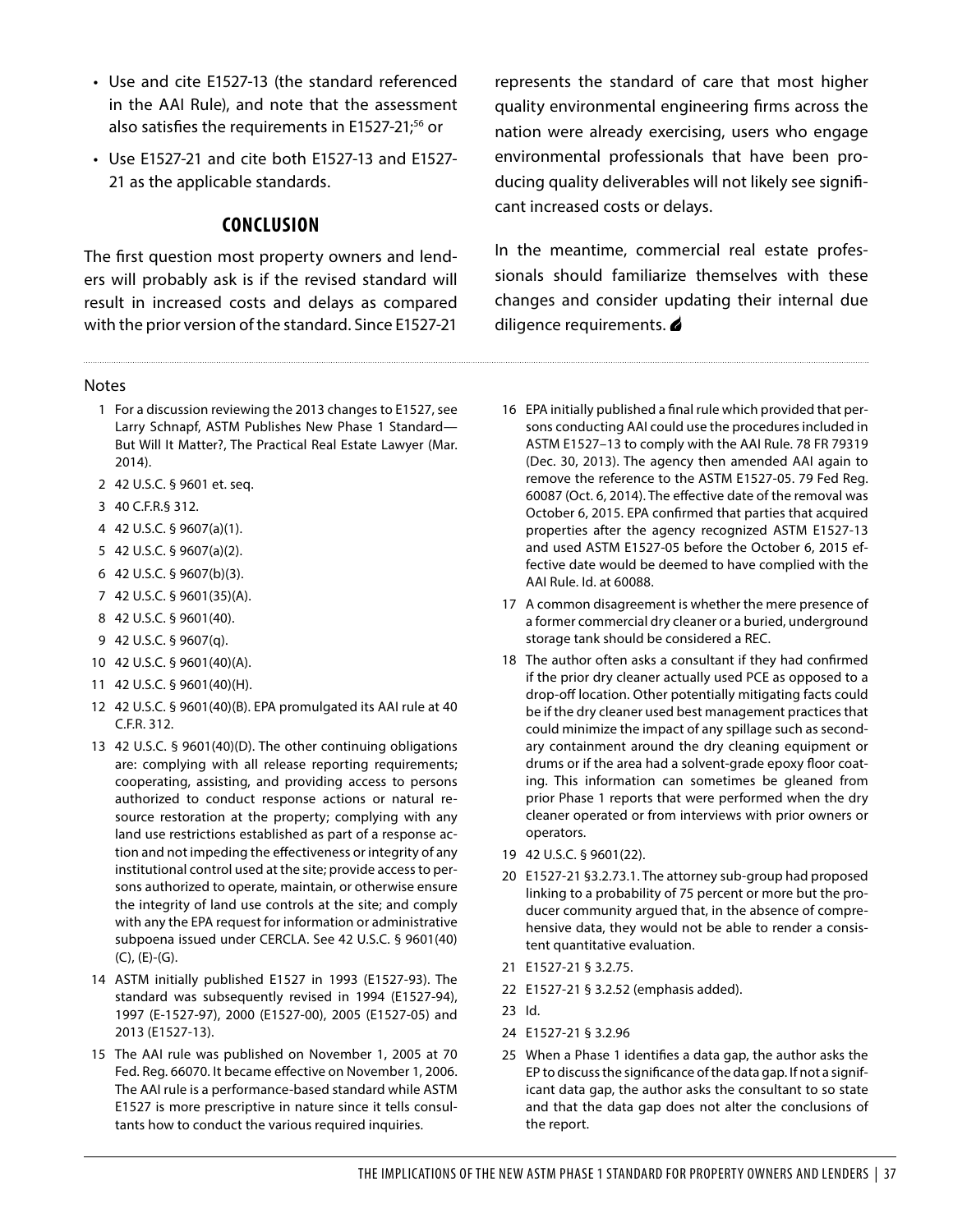- Use and cite E1527-13 (the standard referenced in the AAI Rule), and note that the assessment also satisfies the requirements in E1527-21;[56] or
- Use E1527-21 and cite both E1527-13 and E1527-21 as the applicable standards.

## CONCLUSION

The first question most property owners and lenders will probably ask is if the revised standard will result in increased costs and delays as compared with the prior version of the standard. Since E1527-21 represents the standard of care that most higher quality environmental engineering firms across the nation were already exercising, users who engage environmental professionals that have been producing quality deliverables will not likely see significant increased costs or delays.

In the meantime, commercial real estate professionals should familiarize themselves with these changes and consider updating their internal due diligence requirements.

---

Notes

1. For a discussion reviewing the 2013 changes to E1527, see Larry Schnapf, ASTM Publishes New Phase 1 Standard—But Will It Matter?, The Practical Real Estate Lawyer (Mar. 2014).
2. 42 U.S.C. § 9601 et. seq.
3. 40 C.F.R.§ 312.
4. 42 U.S.C. § 9607(a)(1).
5. 42 U.S.C. § 9607(a)(2).
6. 42 U.S.C. § 9607(b)(3).
7. 42 U.S.C. § 9601(35)(A).
8. 42 U.S.C. § 9601(40).
9. 42 U.S.C. § 9607(q).
10. 42 U.S.C. § 9601(40)(A).
11. 42 U.S.C. § 9601(40)(H).
12. 42 U.S.C. § 9601(40)(B). EPA promulgated its AAI rule at 40 C.F.R. 312.
13. 42 U.S.C. § 9601(40)(D). The other continuing obligations are: complying with all release reporting requirements; cooperating, assisting, and providing access to persons authorized to conduct response actions or natural resource restoration at the property; complying with any land use restrictions established as part of a response action and not impeding the effectiveness or integrity of any institutional control used at the site; provide access to persons authorized to operate, maintain, or otherwise ensure the integrity of land use controls at the site; and comply with any the EPA request for information or administrative subpoena issued under CERCLA. See 42 U.S.C. § 9601(40) (C), (E)-(G).
14. ASTM initially published E1527 in 1993 (E1527-93). The standard was subsequently revised in 1994 (E1527-94), 1997 (E-1527-97), 2000 (E1527-00), 2005 (E1527-05) and 2013 (E1527-13).
15. The AAI rule was published on November 1, 2005 at 70 Fed. Reg. 66070. It became effective on November 1, 2006. The AAI rule is a performance-based standard while ASTM E1527 is more prescriptive in nature since it tells consultants how to conduct the various required inquiries.
16. EPA initially published a final rule which provided that persons conducting AAI could use the procedures included in ASTM E1527–13 to comply with the AAI Rule. 78 FR 79319 (Dec. 30, 2013). The agency then amended AAI again to remove the reference to the ASTM E1527-05. 79 Fed Reg. 60087 (Oct. 6, 2014). The effective date of the removal was October 6, 2015. EPA confirmed that parties that acquired properties after the agency recognized ASTM E1527-13 and used ASTM E1527-05 before the October 6, 2015 effective date would be deemed to have complied with the AAI Rule. Id. at 60088.
17. A common disagreement is whether the mere presence of a former commercial dry cleaner or a buried, underground storage tank should be considered a REC.
18. The author often asks a consultant if they had confirmed if the prior dry cleaner actually used PCE as opposed to a drop-off location. Other potentially mitigating facts could be if the dry cleaner used best management practices that could minimize the impact of any spillage such as secondary containment around the dry cleaning equipment or drums or if the area had a solvent-grade epoxy floor coating. This information can sometimes be gleaned from prior Phase 1 reports that were performed when the dry cleaner operated or from interviews with prior owners or operators.
19. 42 U.S.C. § 9601(22).
20. E1527-21 §3.2.73.1. The attorney sub-group had proposed linking to a probability of 75 percent or more but the producer community argued that, in the absence of comprehensive data, they would not be able to render a consistent quantitative evaluation.
21. E1527-21 § 3.2.75.
22. E1527-21 § 3.2.52 (emphasis added).
23. Id.
24. E1527-21 § 3.2.96
25. When a Phase 1 identifies a data gap, the author asks the EP to discuss the significance of the data gap. If not a significant data gap, the author asks the consultant to so state and that the data gap does not alter the conclusions of the report.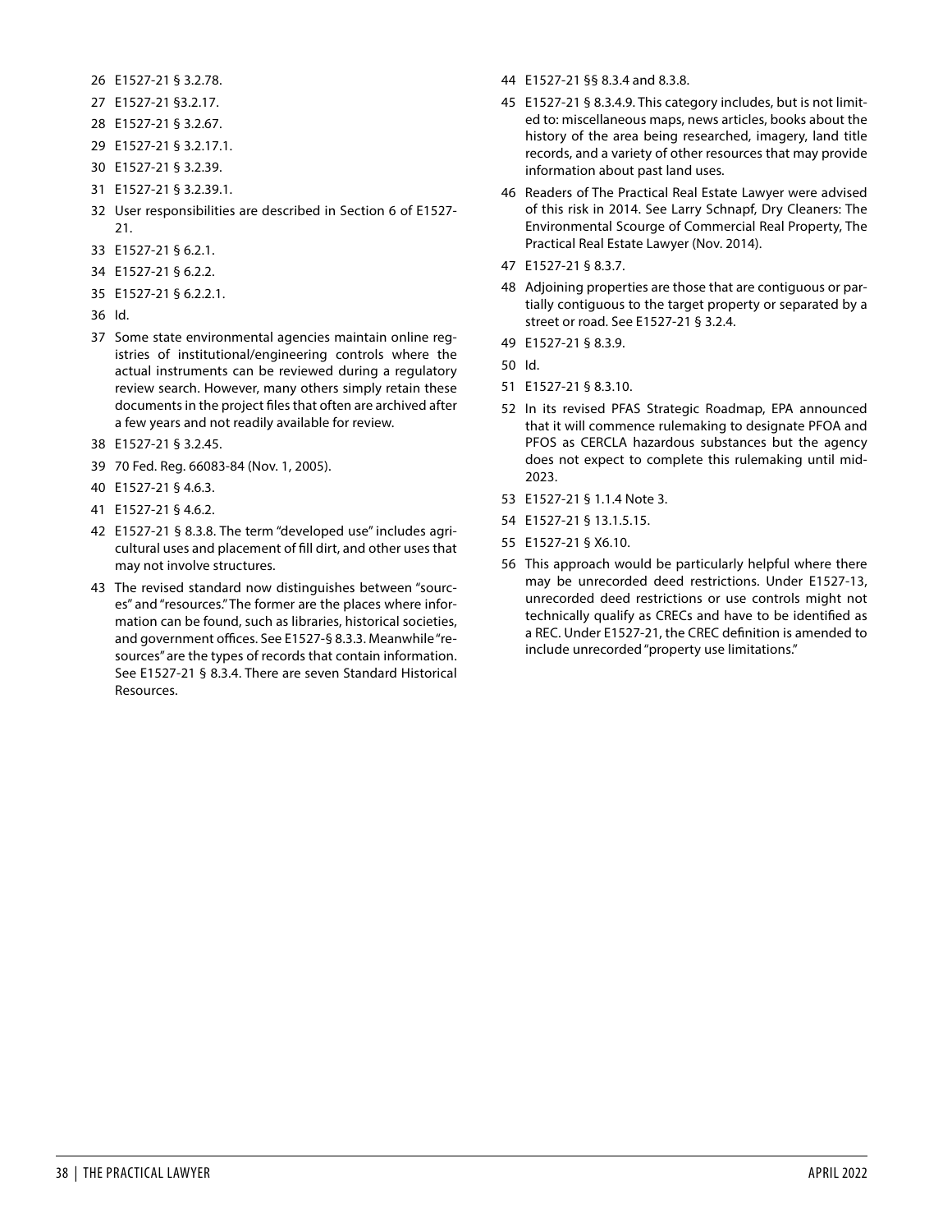26 E1527-21 § 3.2.78.

27 E1527-21 §3.2.17.

28 E1527-21 § 3.2.67.

29 E1527-21 § 3.2.17.1.

30 E1527-21 § 3.2.39.

31 E1527-21 § 3.2.39.1.

32 User responsibilities are described in Section 6 of E1527-21.

33 E1527-21 § 6.2.1.

34 E1527-21 § 6.2.2.

35 E1527-21 § 6.2.2.1.

36 Id.

37 Some state environmental agencies maintain online registries of institutional/engineering controls where the actual instruments can be reviewed during a regulatory review search. However, many others simply retain these documents in the project files that often are archived after a few years and not readily available for review.

38 E1527-21 § 3.2.45.

39 70 Fed. Reg. 66083-84 (Nov. 1, 2005).

40 E1527-21 § 4.6.3.

41 E1527-21 § 4.6.2.

42 E1527-21 § 8.3.8. The term "developed use" includes agricultural uses and placement of fill dirt, and other uses that may not involve structures.

43 The revised standard now distinguishes between "sources" and "resources." The former are the places where information can be found, such as libraries, historical societies, and government offices. See E1527-§ 8.3.3. Meanwhile "resources" are the types of records that contain information. See E1527-21 § 8.3.4. There are seven Standard Historical Resources.

44 E1527-21 §§ 8.3.4 and 8.3.8.

45 E1527-21 § 8.3.4.9. This category includes, but is not limited to: miscellaneous maps, news articles, books about the history of the area being researched, imagery, land title records, and a variety of other resources that may provide information about past land uses.

46 Readers of The Practical Real Estate Lawyer were advised of this risk in 2014. See Larry Schnapf, Dry Cleaners: The Environmental Scourge of Commercial Real Property, The Practical Real Estate Lawyer (Nov. 2014).

47 E1527-21 § 8.3.7.

48 Adjoining properties are those that are contiguous or partially contiguous to the target property or separated by a street or road. See E1527-21 § 3.2.4.

49 E1527-21 § 8.3.9.

50 Id.

51 E1527-21 § 8.3.10.

52 In its revised PFAS Strategic Roadmap, EPA announced that it will commence rulemaking to designate PFOA and PFOS as CERCLA hazardous substances but the agency does not expect to complete this rulemaking until mid-2023.

53 E1527-21 § 1.1.4 Note 3.

54 E1527-21 § 13.1.5.15.

55 E1527-21 § X6.10.

56 This approach would be particularly helpful where there may be unrecorded deed restrictions. Under E1527-13, unrecorded deed restrictions or use controls might not technically qualify as CRECs and have to be identified as a REC. Under E1527-21, the CREC definition is amended to include unrecorded "property use limitations."